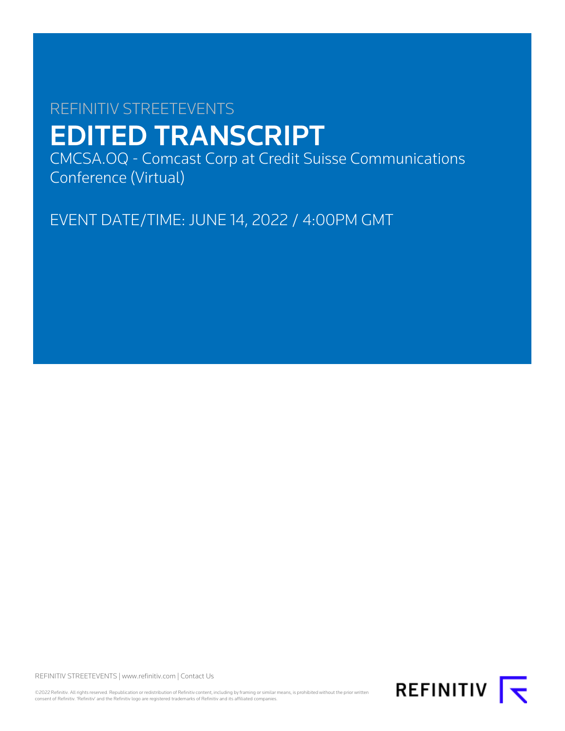REFINITIV STREETEVENTS

# EDITED TRANSCRIPT

CMCSA.OQ - Comcast Corp at Credit Suisse Communications Conference (Virtual)

EVENT DATE/TIME: JUNE 14, 2022 / 4:00PM GMT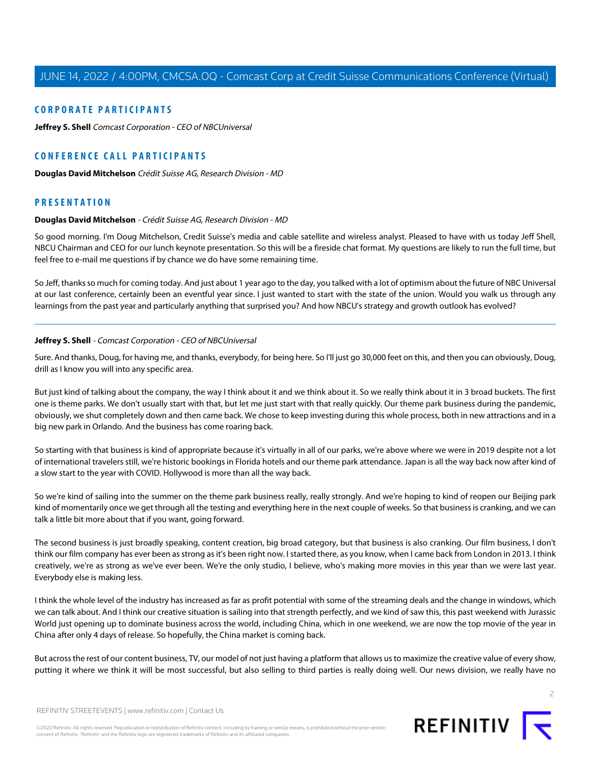## CORPORATE PARTICIPANTS

**Jeffrey S. Shell** *Comcast Corporation - CEO of NBCUniversal*

## CONFERENCE CALL PARTICIPANTS

**Douglas David Mitchelson** *Crédit Suisse AG, Research Division - MD*

## PRESENTATION

**Douglas David Mitchelson** - *Crédit Suisse AG, Research Division - MD*

So good morning. I'm Doug Mitchelson, Credit Suisse's media and cable satellite and wireless analyst. Pleased to have with us today Jeff Shell, NBCU Chairman and CEO for our lunch keynote presentation. So this will be a fireside chat format. My questions are likely to run the full time, but feel free to e-mail me questions if by chance we do have some remaining time.

So Jeff, thanks so much for coming today. And just about 1 year ago to the day, you talked with a lot of optimism about the future of NBC Universal at our last conference, certainly been an eventful year since. I just wanted to start with the state of the union. Would you walk us through any learnings from the past year and particularly anything that surprised you? And how NBCU's strategy and growth outlook has evolved?

---

**Jeffrey S. Shell** - *Comcast Corporation - CEO of NBCUniversal*

Sure. And thanks, Doug, for having me, and thanks, everybody, for being here. So I'll just go 30,000 feet on this, and then you can obviously, Doug, drill as I know you will into any specific area.

But just kind of talking about the company, the way I think about it and we think about it. So we really think about it in 3 broad buckets. The first one is theme parks. We don't usually start with that, but let me just start with that really quickly. Our theme park business during the pandemic, obviously, we shut completely down and then came back. We chose to keep investing during this whole process, both in new attractions and in a big new park in Orlando. And the business has come roaring back.

So starting with that business is kind of appropriate because it's virtually in all of our parks, we're above where we were in 2019 despite not a lot of international travelers still, we're historic bookings in Florida hotels and our theme park attendance. Japan is all the way back now after kind of a slow start to the year with COVID. Hollywood is more than all the way back.

So we're kind of sailing into the summer on the theme park business really, really strongly. And we're hoping to kind of reopen our Beijing park kind of momentarily once we get through all the testing and everything here in the next couple of weeks. So that business is cranking, and we can talk a little bit more about that if you want, going forward.

The second business is just broadly speaking, content creation, big broad category, but that business is also cranking. Our film business, I don't think our film company has ever been as strong as it's been right now. I started there, as you know, when I came back from London in 2013. I think creatively, we're as strong as we've ever been. We're the only studio, I believe, who's making more movies in this year than we were last year. Everybody else is making less.

I think the whole level of the industry has increased as far as profit potential with some of the streaming deals and the change in windows, which we can talk about. And I think our creative situation is sailing into that strength perfectly, and we kind of saw this, this past weekend with Jurassic World just opening up to dominate business across the world, including China, which in one weekend, we are now the top movie of the year in China after only 4 days of release. So hopefully, the China market is coming back.

But across the rest of our content business, TV, our model of not just having a platform that allows us to maximize the creative value of every show, putting it where we think it will be most successful, but also selling to third parties is really doing well. Our news division, we really have no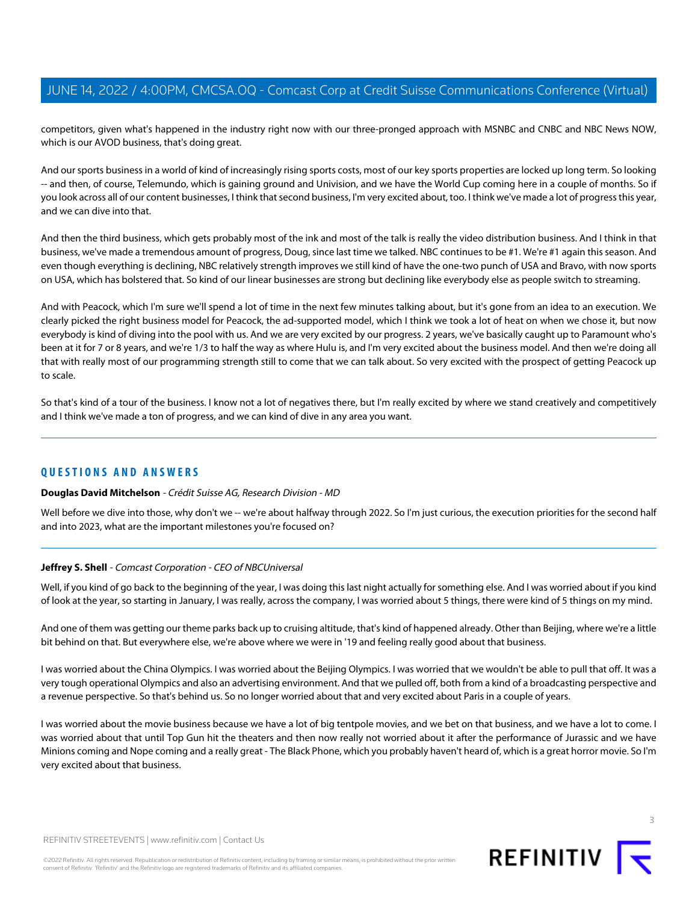competitors, given what's happened in the industry right now with our three-pronged approach with MSNBC and CNBC and NBC News NOW, which is our AVOD business, that's doing great.

And our sports business in a world of kind of increasingly rising sports costs, most of our key sports properties are locked up long term. So looking -- and then, of course, Telemundo, which is gaining ground and Univision, and we have the World Cup coming here in a couple of months. So if you look across all of our content businesses, I think that second business, I'm very excited about, too. I think we've made a lot of progress this year, and we can dive into that.

And then the third business, which gets probably most of the ink and most of the talk is really the video distribution business. And I think in that business, we've made a tremendous amount of progress, Doug, since last time we talked. NBC continues to be #1. We're #1 again this season. And even though everything is declining, NBC relatively strength improves we still kind of have the one-two punch of USA and Bravo, with now sports on USA, which has bolstered that. So kind of our linear businesses are strong but declining like everybody else as people switch to streaming.

And with Peacock, which I'm sure we'll spend a lot of time in the next few minutes talking about, but it's gone from an idea to an execution. We clearly picked the right business model for Peacock, the ad-supported model, which I think we took a lot of heat on when we chose it, but now everybody is kind of diving into the pool with us. And we are very excited by our progress. 2 years, we've basically caught up to Paramount who's been at it for 7 or 8 years, and we're 1/3 to half the way as where Hulu is, and I'm very excited about the business model. And then we're doing all that with really most of our programming strength still to come that we can talk about. So very excited with the prospect of getting Peacock up to scale.

So that's kind of a tour of the business. I know not a lot of negatives there, but I'm really excited by where we stand creatively and competitively and I think we've made a ton of progress, and we can kind of dive in any area you want.

## QUESTIONS AND ANSWERS

**Douglas David Mitchelson** - *Crédit Suisse AG, Research Division - MD*

Well before we dive into those, why don't we -- we're about halfway through 2022. So I'm just curious, the execution priorities for the second half and into 2023, what are the important milestones you're focused on?

**Jeffrey S. Shell** - *Comcast Corporation - CEO of NBCUniversal*

Well, if you kind of go back to the beginning of the year, I was doing this last night actually for something else. And I was worried about if you kind of look at the year, so starting in January, I was really, across the company, I was worried about 5 things, there were kind of 5 things on my mind.

And one of them was getting our theme parks back up to cruising altitude, that's kind of happened already. Other than Beijing, where we're a little bit behind on that. But everywhere else, we're above where we were in '19 and feeling really good about that business.

I was worried about the China Olympics. I was worried about the Beijing Olympics. I was worried that we wouldn't be able to pull that off. It was a very tough operational Olympics and also an advertising environment. And that we pulled off, both from a kind of a broadcasting perspective and a revenue perspective. So that's behind us. So no longer worried about that and very excited about Paris in a couple of years.

I was worried about the movie business because we have a lot of big tentpole movies, and we bet on that business, and we have a lot to come. I was worried about that until Top Gun hit the theaters and then now really not worried about it after the performance of Jurassic and we have Minions coming and Nope coming and a really great - The Black Phone, which you probably haven't heard of, which is a great horror movie. So I'm very excited about that business.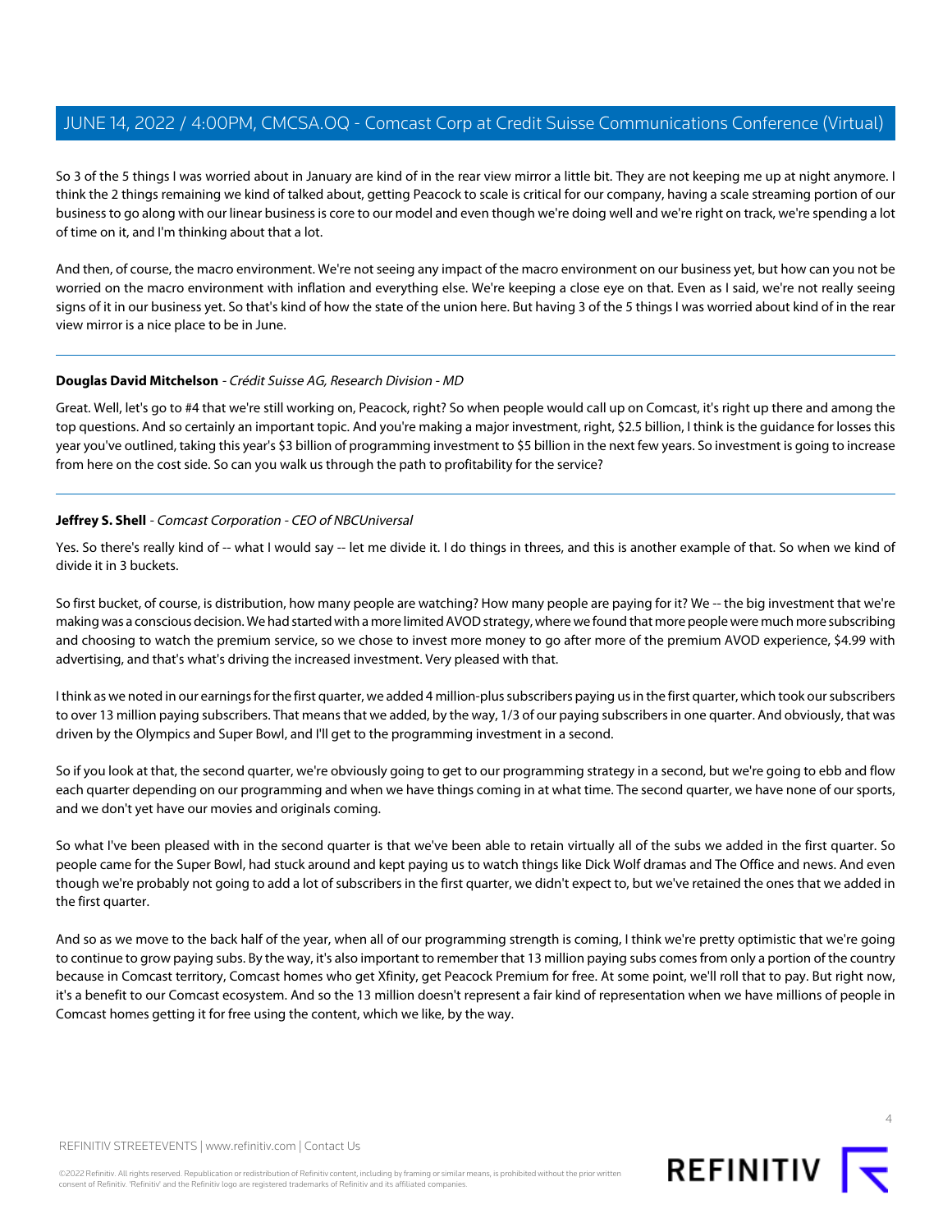So 3 of the 5 things I was worried about in January are kind of in the rear view mirror a little bit. They are not keeping me up at night anymore. I think the 2 things remaining we kind of talked about, getting Peacock to scale is critical for our company, having a scale streaming portion of our business to go along with our linear business is core to our model and even though we're doing well and we're right on track, we're spending a lot of time on it, and I'm thinking about that a lot.

And then, of course, the macro environment. We're not seeing any impact of the macro environment on our business yet, but how can you not be worried on the macro environment with inflation and everything else. We're keeping a close eye on that. Even as I said, we're not really seeing signs of it in our business yet. So that's kind of how the state of the union here. But having 3 of the 5 things I was worried about kind of in the rear view mirror is a nice place to be in June.

---

**Douglas David Mitchelson** - *Crédit Suisse AG, Research Division - MD*

Great. Well, let's go to #4 that we're still working on, Peacock, right? So when people would call up on Comcast, it's right up there and among the top questions. And so certainly an important topic. And you're making a major investment, right, $2.5 billion, I think is the guidance for losses this year you've outlined, taking this year's $3 billion of programming investment to $5 billion in the next few years. So investment is going to increase from here on the cost side. So can you walk us through the path to profitability for the service?

---

**Jeffrey S. Shell** - *Comcast Corporation - CEO of NBCUniversal*

Yes. So there's really kind of -- what I would say -- let me divide it. I do things in threes, and this is another example of that. So when we kind of divide it in 3 buckets.

So first bucket, of course, is distribution, how many people are watching? How many people are paying for it? We -- the big investment that we're making was a conscious decision. We had started with a more limited AVOD strategy, where we found that more people were much more subscribing and choosing to watch the premium service, so we chose to invest more money to go after more of the premium AVOD experience, $4.99 with advertising, and that's what's driving the increased investment. Very pleased with that.

I think as we noted in our earnings for the first quarter, we added 4 million-plus subscribers paying us in the first quarter, which took our subscribers to over 13 million paying subscribers. That means that we added, by the way, 1/3 of our paying subscribers in one quarter. And obviously, that was driven by the Olympics and Super Bowl, and I'll get to the programming investment in a second.

So if you look at that, the second quarter, we're obviously going to get to our programming strategy in a second, but we're going to ebb and flow each quarter depending on our programming and when we have things coming in at what time. The second quarter, we have none of our sports, and we don't yet have our movies and originals coming.

So what I've been pleased with in the second quarter is that we've been able to retain virtually all of the subs we added in the first quarter. So people came for the Super Bowl, had stuck around and kept paying us to watch things like Dick Wolf dramas and The Office and news. And even though we're probably not going to add a lot of subscribers in the first quarter, we didn't expect to, but we've retained the ones that we added in the first quarter.

And so as we move to the back half of the year, when all of our programming strength is coming, I think we're pretty optimistic that we're going to continue to grow paying subs. By the way, it's also important to remember that 13 million paying subs comes from only a portion of the country because in Comcast territory, Comcast homes who get Xfinity, get Peacock Premium for free. At some point, we'll roll that to pay. But right now, it's a benefit to our Comcast ecosystem. And so the 13 million doesn't represent a fair kind of representation when we have millions of people in Comcast homes getting it for free using the content, which we like, by the way.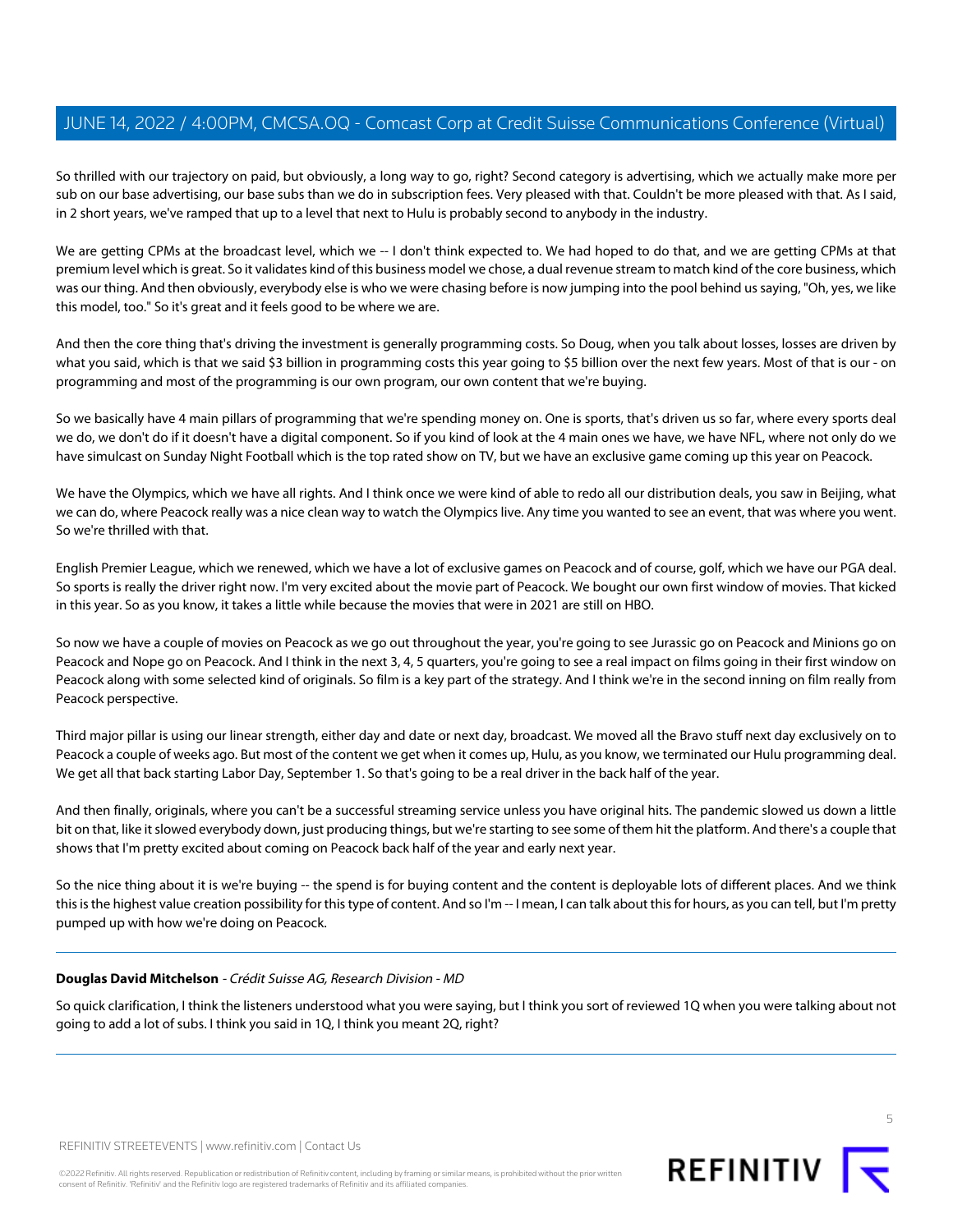So thrilled with our trajectory on paid, but obviously, a long way to go, right? Second category is advertising, which we actually make more per sub on our base advertising, our base subs than we do in subscription fees. Very pleased with that. Couldn't be more pleased with that. As I said, in 2 short years, we've ramped that up to a level that next to Hulu is probably second to anybody in the industry.

We are getting CPMs at the broadcast level, which we -- I don't think expected to. We had hoped to do that, and we are getting CPMs at that premium level which is great. So it validates kind of this business model we chose, a dual revenue stream to match kind of the core business, which was our thing. And then obviously, everybody else is who we were chasing before is now jumping into the pool behind us saying, "Oh, yes, we like this model, too." So it's great and it feels good to be where we are.

And then the core thing that's driving the investment is generally programming costs. So Doug, when you talk about losses, losses are driven by what you said, which is that we said $3 billion in programming costs this year going to $5 billion over the next few years. Most of that is our - on programming and most of the programming is our own program, our own content that we're buying.

So we basically have 4 main pillars of programming that we're spending money on. One is sports, that's driven us so far, where every sports deal we do, we don't do if it doesn't have a digital component. So if you kind of look at the 4 main ones we have, we have NFL, where not only do we have simulcast on Sunday Night Football which is the top rated show on TV, but we have an exclusive game coming up this year on Peacock.

We have the Olympics, which we have all rights. And I think once we were kind of able to redo all our distribution deals, you saw in Beijing, what we can do, where Peacock really was a nice clean way to watch the Olympics live. Any time you wanted to see an event, that was where you went. So we're thrilled with that.

English Premier League, which we renewed, which we have a lot of exclusive games on Peacock and of course, golf, which we have our PGA deal. So sports is really the driver right now. I'm very excited about the movie part of Peacock. We bought our own first window of movies. That kicked in this year. So as you know, it takes a little while because the movies that were in 2021 are still on HBO.

So now we have a couple of movies on Peacock as we go out throughout the year, you're going to see Jurassic go on Peacock and Minions go on Peacock and Nope go on Peacock. And I think in the next 3, 4, 5 quarters, you're going to see a real impact on films going in their first window on Peacock along with some selected kind of originals. So film is a key part of the strategy. And I think we're in the second inning on film really from Peacock perspective.

Third major pillar is using our linear strength, either day and date or next day, broadcast. We moved all the Bravo stuff next day exclusively on to Peacock a couple of weeks ago. But most of the content we get when it comes up, Hulu, as you know, we terminated our Hulu programming deal. We get all that back starting Labor Day, September 1. So that's going to be a real driver in the back half of the year.

And then finally, originals, where you can't be a successful streaming service unless you have original hits. The pandemic slowed us down a little bit on that, like it slowed everybody down, just producing things, but we're starting to see some of them hit the platform. And there's a couple that shows that I'm pretty excited about coming on Peacock back half of the year and early next year.

So the nice thing about it is we're buying -- the spend is for buying content and the content is deployable lots of different places. And we think this is the highest value creation possibility for this type of content. And so I'm -- I mean, I can talk about this for hours, as you can tell, but I'm pretty pumped up with how we're doing on Peacock.

---

**Douglas David Mitchelson** - *Crédit Suisse AG, Research Division - MD*

So quick clarification, I think the listeners understood what you were saying, but I think you sort of reviewed 1Q when you were talking about not going to add a lot of subs. I think you said in 1Q, I think you meant 2Q, right?

---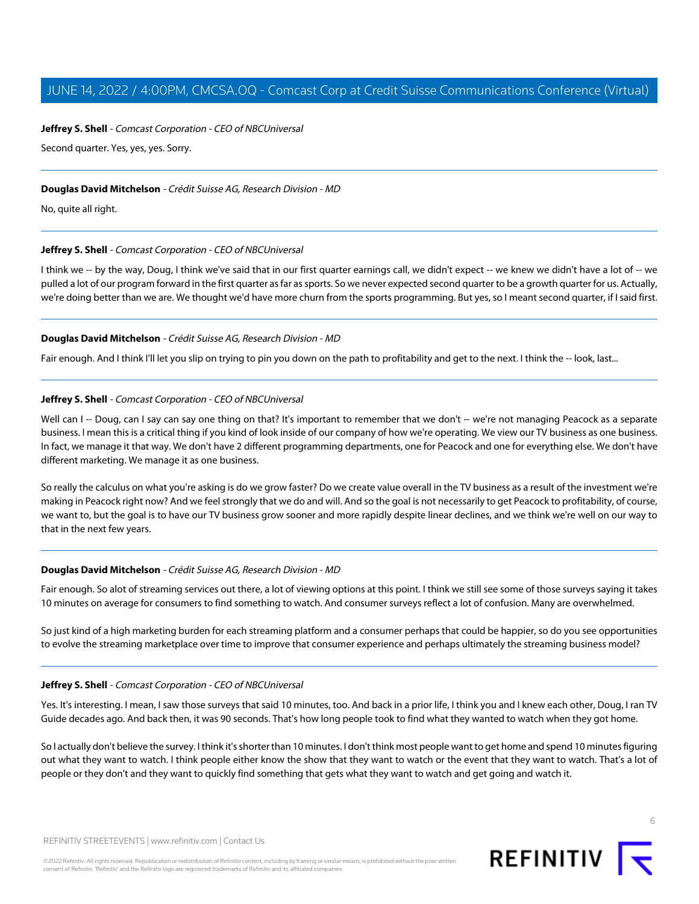**Jeffrey S. Shell** - *Comcast Corporation - CEO of NBCUniversal*

Second quarter. Yes, yes, yes. Sorry.

---

**Douglas David Mitchelson** - *Crédit Suisse AG, Research Division - MD*

No, quite all right.

---

**Jeffrey S. Shell** - *Comcast Corporation - CEO of NBCUniversal*

I think we -- by the way, Doug, I think we've said that in our first quarter earnings call, we didn't expect -- we knew we didn't have a lot of -- we pulled a lot of our program forward in the first quarter as far as sports. So we never expected second quarter to be a growth quarter for us. Actually, we're doing better than we are. We thought we'd have more churn from the sports programming. But yes, so I meant second quarter, if I said first.

---

**Douglas David Mitchelson** - *Crédit Suisse AG, Research Division - MD*

Fair enough. And I think I'll let you slip on trying to pin you down on the path to profitability and get to the next. I think the -- look, last...

---

**Jeffrey S. Shell** - *Comcast Corporation - CEO of NBCUniversal*

Well can I -- Doug, can I say can say one thing on that? It's important to remember that we don't -- we're not managing Peacock as a separate business. I mean this is a critical thing if you kind of look inside of our company of how we're operating. We view our TV business as one business. In fact, we manage it that way. We don't have 2 different programming departments, one for Peacock and one for everything else. We don't have different marketing. We manage it as one business.

So really the calculus on what you're asking is do we grow faster? Do we create value overall in the TV business as a result of the investment we're making in Peacock right now? And we feel strongly that we do and will. And so the goal is not necessarily to get Peacock to profitability, of course, we want to, but the goal is to have our TV business grow sooner and more rapidly despite linear declines, and we think we're well on our way to that in the next few years.

---

**Douglas David Mitchelson** - *Crédit Suisse AG, Research Division - MD*

Fair enough. So alot of streaming services out there, a lot of viewing options at this point. I think we still see some of those surveys saying it takes 10 minutes on average for consumers to find something to watch. And consumer surveys reflect a lot of confusion. Many are overwhelmed.

So just kind of a high marketing burden for each streaming platform and a consumer perhaps that could be happier, so do you see opportunities to evolve the streaming marketplace over time to improve that consumer experience and perhaps ultimately the streaming business model?

---

**Jeffrey S. Shell** - *Comcast Corporation - CEO of NBCUniversal*

Yes. It's interesting. I mean, I saw those surveys that said 10 minutes, too. And back in a prior life, I think you and I knew each other, Doug, I ran TV Guide decades ago. And back then, it was 90 seconds. That's how long people took to find what they wanted to watch when they got home.

So I actually don't believe the survey. I think it's shorter than 10 minutes. I don't think most people want to get home and spend 10 minutes figuring out what they want to watch. I think people either know the show that they want to watch or the event that they want to watch. That's a lot of people or they don't and they want to quickly find something that gets what they want to watch and get going and watch it.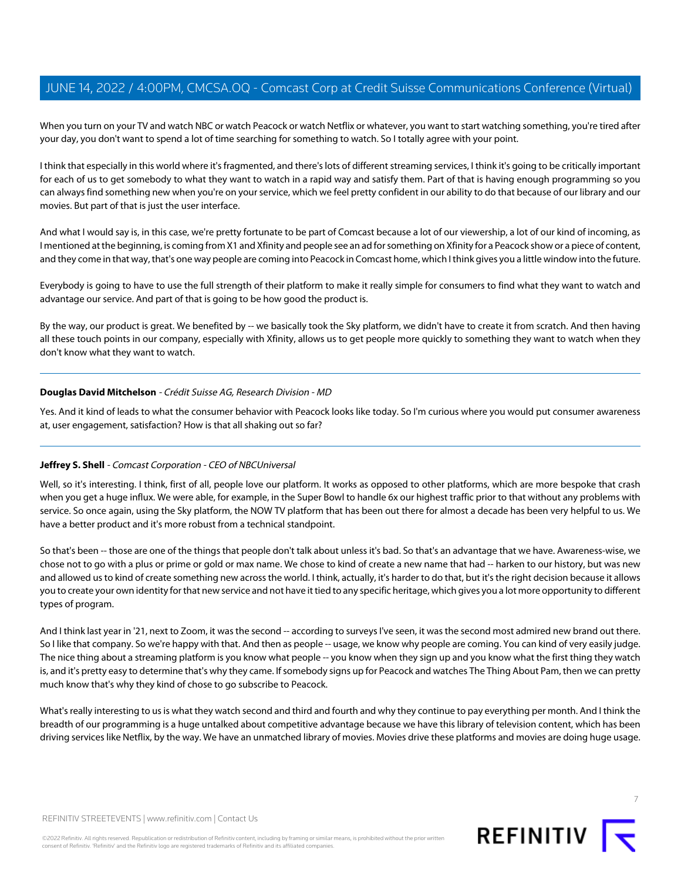When you turn on your TV and watch NBC or watch Peacock or watch Netflix or whatever, you want to start watching something, you're tired after your day, you don't want to spend a lot of time searching for something to watch. So I totally agree with your point.

I think that especially in this world where it's fragmented, and there's lots of different streaming services, I think it's going to be critically important for each of us to get somebody to what they want to watch in a rapid way and satisfy them. Part of that is having enough programming so you can always find something new when you're on your service, which we feel pretty confident in our ability to do that because of our library and our movies. But part of that is just the user interface.

And what I would say is, in this case, we're pretty fortunate to be part of Comcast because a lot of our viewership, a lot of our kind of incoming, as I mentioned at the beginning, is coming from X1 and Xfinity and people see an ad for something on Xfinity for a Peacock show or a piece of content, and they come in that way, that's one way people are coming into Peacock in Comcast home, which I think gives you a little window into the future.

Everybody is going to have to use the full strength of their platform to make it really simple for consumers to find what they want to watch and advantage our service. And part of that is going to be how good the product is.

By the way, our product is great. We benefited by -- we basically took the Sky platform, we didn't have to create it from scratch. And then having all these touch points in our company, especially with Xfinity, allows us to get people more quickly to something they want to watch when they don't know what they want to watch.

---

**Douglas David Mitchelson** - *Crédit Suisse AG, Research Division - MD*

Yes. And it kind of leads to what the consumer behavior with Peacock looks like today. So I'm curious where you would put consumer awareness at, user engagement, satisfaction? How is that all shaking out so far?

---

**Jeffrey S. Shell** - *Comcast Corporation - CEO of NBCUniversal*

Well, so it's interesting. I think, first of all, people love our platform. It works as opposed to other platforms, which are more bespoke that crash when you get a huge influx. We were able, for example, in the Super Bowl to handle 6x our highest traffic prior to that without any problems with service. So once again, using the Sky platform, the NOW TV platform that has been out there for almost a decade has been very helpful to us. We have a better product and it's more robust from a technical standpoint.

So that's been -- those are one of the things that people don't talk about unless it's bad. So that's an advantage that we have. Awareness-wise, we chose not to go with a plus or prime or gold or max name. We chose to kind of create a new name that had -- harken to our history, but was new and allowed us to kind of create something new across the world. I think, actually, it's harder to do that, but it's the right decision because it allows you to create your own identity for that new service and not have it tied to any specific heritage, which gives you a lot more opportunity to different types of program.

And I think last year in '21, next to Zoom, it was the second -- according to surveys I've seen, it was the second most admired new brand out there. So I like that company. So we're happy with that. And then as people -- usage, we know why people are coming. You can kind of very easily judge. The nice thing about a streaming platform is you know what people -- you know when they sign up and you know what the first thing they watch is, and it's pretty easy to determine that's why they came. If somebody signs up for Peacock and watches The Thing About Pam, then we can pretty much know that's why they kind of chose to go subscribe to Peacock.

What's really interesting to us is what they watch second and third and fourth and why they continue to pay everything per month. And I think the breadth of our programming is a huge untalked about competitive advantage because we have this library of television content, which has been driving services like Netflix, by the way. We have an unmatched library of movies. Movies drive these platforms and movies are doing huge usage.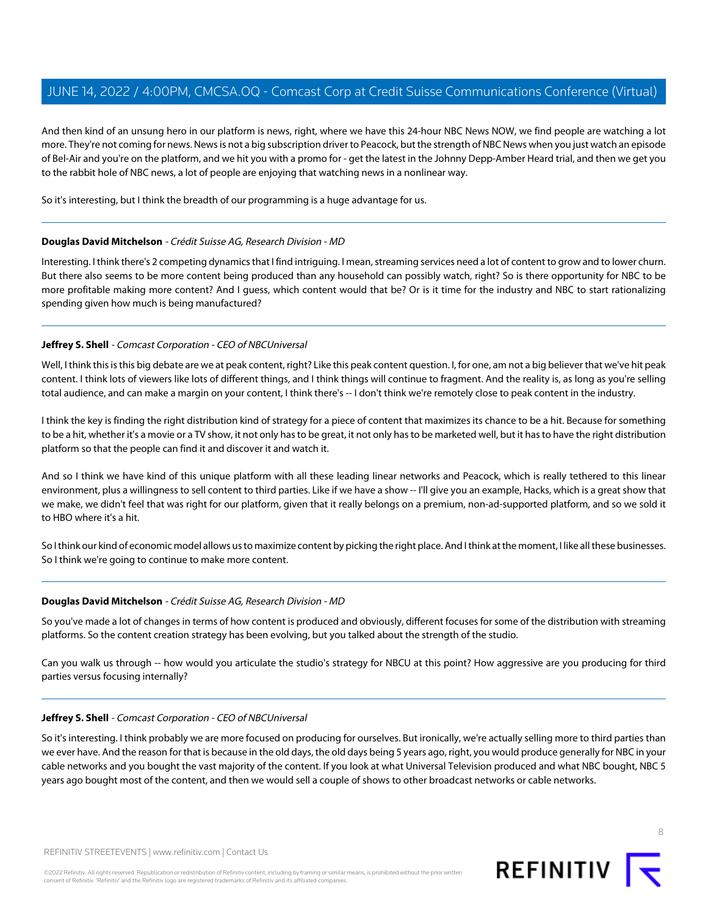And then kind of an unsung hero in our platform is news, right, where we have this 24-hour NBC News NOW, we find people are watching a lot more. They're not coming for news. News is not a big subscription driver to Peacock, but the strength of NBC News when you just watch an episode of Bel-Air and you're on the platform, and we hit you with a promo for - get the latest in the Johnny Depp-Amber Heard trial, and then we get you to the rabbit hole of NBC news, a lot of people are enjoying that watching news in a nonlinear way.

So it's interesting, but I think the breadth of our programming is a huge advantage for us.

---

**Douglas David Mitchelson** - *Crédit Suisse AG, Research Division - MD*

Interesting. I think there's 2 competing dynamics that I find intriguing. I mean, streaming services need a lot of content to grow and to lower churn. But there also seems to be more content being produced than any household can possibly watch, right? So is there opportunity for NBC to be more profitable making more content? And I guess, which content would that be? Or is it time for the industry and NBC to start rationalizing spending given how much is being manufactured?

---

**Jeffrey S. Shell** - *Comcast Corporation - CEO of NBCUniversal*

Well, I think this is this big debate are we at peak content, right? Like this peak content question. I, for one, am not a big believer that we've hit peak content. I think lots of viewers like lots of different things, and I think things will continue to fragment. And the reality is, as long as you're selling total audience, and can make a margin on your content, I think there's -- I don't think we're remotely close to peak content in the industry.

I think the key is finding the right distribution kind of strategy for a piece of content that maximizes its chance to be a hit. Because for something to be a hit, whether it's a movie or a TV show, it not only has to be great, it not only has to be marketed well, but it has to have the right distribution platform so that the people can find it and discover it and watch it.

And so I think we have kind of this unique platform with all these leading linear networks and Peacock, which is really tethered to this linear environment, plus a willingness to sell content to third parties. Like if we have a show -- I'll give you an example, Hacks, which is a great show that we make, we didn't feel that was right for our platform, given that it really belongs on a premium, non-ad-supported platform, and so we sold it to HBO where it's a hit.

So I think our kind of economic model allows us to maximize content by picking the right place. And I think at the moment, I like all these businesses. So I think we're going to continue to make more content.

---

**Douglas David Mitchelson** - *Crédit Suisse AG, Research Division - MD*

So you've made a lot of changes in terms of how content is produced and obviously, different focuses for some of the distribution with streaming platforms. So the content creation strategy has been evolving, but you talked about the strength of the studio.

Can you walk us through -- how would you articulate the studio's strategy for NBCU at this point? How aggressive are you producing for third parties versus focusing internally?

---

**Jeffrey S. Shell** - *Comcast Corporation - CEO of NBCUniversal*

So it's interesting. I think probably we are more focused on producing for ourselves. But ironically, we're actually selling more to third parties than we ever have. And the reason for that is because in the old days, the old days being 5 years ago, right, you would produce generally for NBC in your cable networks and you bought the vast majority of the content. If you look at what Universal Television produced and what NBC bought, NBC 5 years ago bought most of the content, and then we would sell a couple of shows to other broadcast networks or cable networks.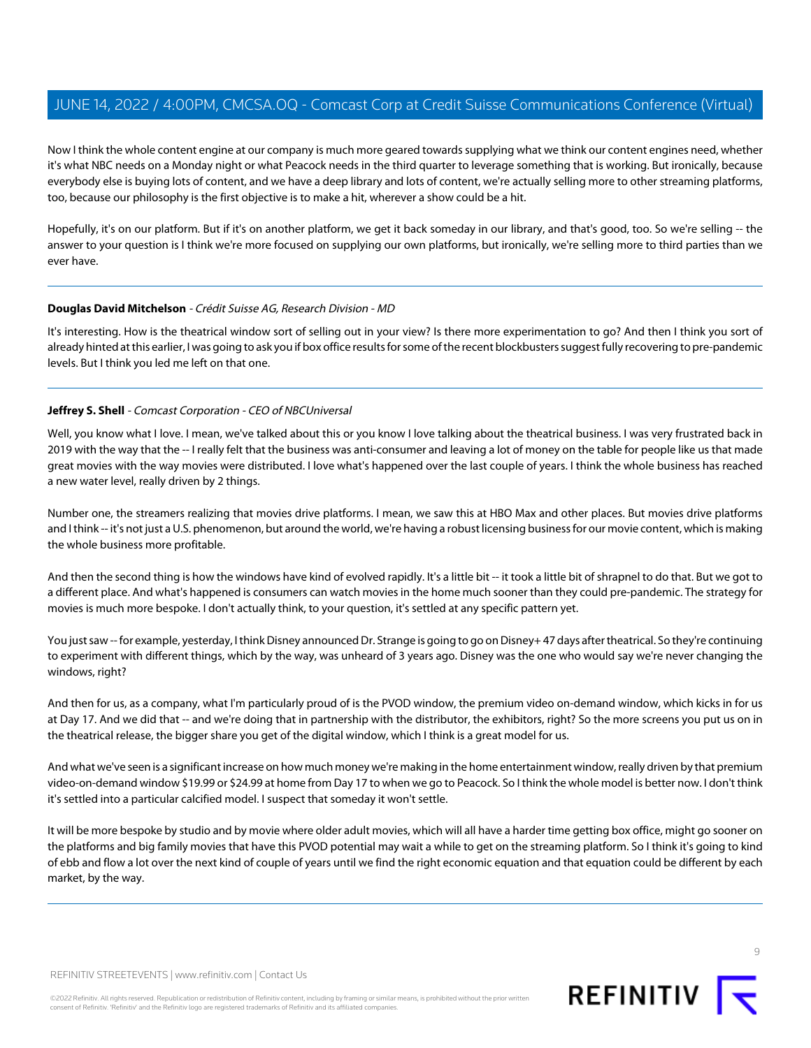Now I think the whole content engine at our company is much more geared towards supplying what we think our content engines need, whether it's what NBC needs on a Monday night or what Peacock needs in the third quarter to leverage something that is working. But ironically, because everybody else is buying lots of content, and we have a deep library and lots of content, we're actually selling more to other streaming platforms, too, because our philosophy is the first objective is to make a hit, wherever a show could be a hit.

Hopefully, it's on our platform. But if it's on another platform, we get it back someday in our library, and that's good, too. So we're selling -- the answer to your question is I think we're more focused on supplying our own platforms, but ironically, we're selling more to third parties than we ever have.

---

**Douglas David Mitchelson** - *Crédit Suisse AG, Research Division - MD*

It's interesting. How is the theatrical window sort of selling out in your view? Is there more experimentation to go? And then I think you sort of already hinted at this earlier, I was going to ask you if box office results for some of the recent blockbusters suggest fully recovering to pre-pandemic levels. But I think you led me left on that one.

---

**Jeffrey S. Shell** - *Comcast Corporation - CEO of NBCUniversal*

Well, you know what I love. I mean, we've talked about this or you know I love talking about the theatrical business. I was very frustrated back in 2019 with the way that the -- I really felt that the business was anti-consumer and leaving a lot of money on the table for people like us that made great movies with the way movies were distributed. I love what's happened over the last couple of years. I think the whole business has reached a new water level, really driven by 2 things.

Number one, the streamers realizing that movies drive platforms. I mean, we saw this at HBO Max and other places. But movies drive platforms and I think -- it's not just a U.S. phenomenon, but around the world, we're having a robust licensing business for our movie content, which is making the whole business more profitable.

And then the second thing is how the windows have kind of evolved rapidly. It's a little bit -- it took a little bit of shrapnel to do that. But we got to a different place. And what's happened is consumers can watch movies in the home much sooner than they could pre-pandemic. The strategy for movies is much more bespoke. I don't actually think, to your question, it's settled at any specific pattern yet.

You just saw -- for example, yesterday, I think Disney announced Dr. Strange is going to go on Disney+ 47 days after theatrical. So they're continuing to experiment with different things, which by the way, was unheard of 3 years ago. Disney was the one who would say we're never changing the windows, right?

And then for us, as a company, what I'm particularly proud of is the PVOD window, the premium video on-demand window, which kicks in for us at Day 17. And we did that -- and we're doing that in partnership with the distributor, the exhibitors, right? So the more screens you put us on in the theatrical release, the bigger share you get of the digital window, which I think is a great model for us.

And what we've seen is a significant increase on how much money we're making in the home entertainment window, really driven by that premium video-on-demand window $19.99 or $24.99 at home from Day 17 to when we go to Peacock. So I think the whole model is better now. I don't think it's settled into a particular calcified model. I suspect that someday it won't settle.

It will be more bespoke by studio and by movie where older adult movies, which will all have a harder time getting box office, might go sooner on the platforms and big family movies that have this PVOD potential may wait a while to get on the streaming platform. So I think it's going to kind of ebb and flow a lot over the next kind of couple of years until we find the right economic equation and that equation could be different by each market, by the way.

---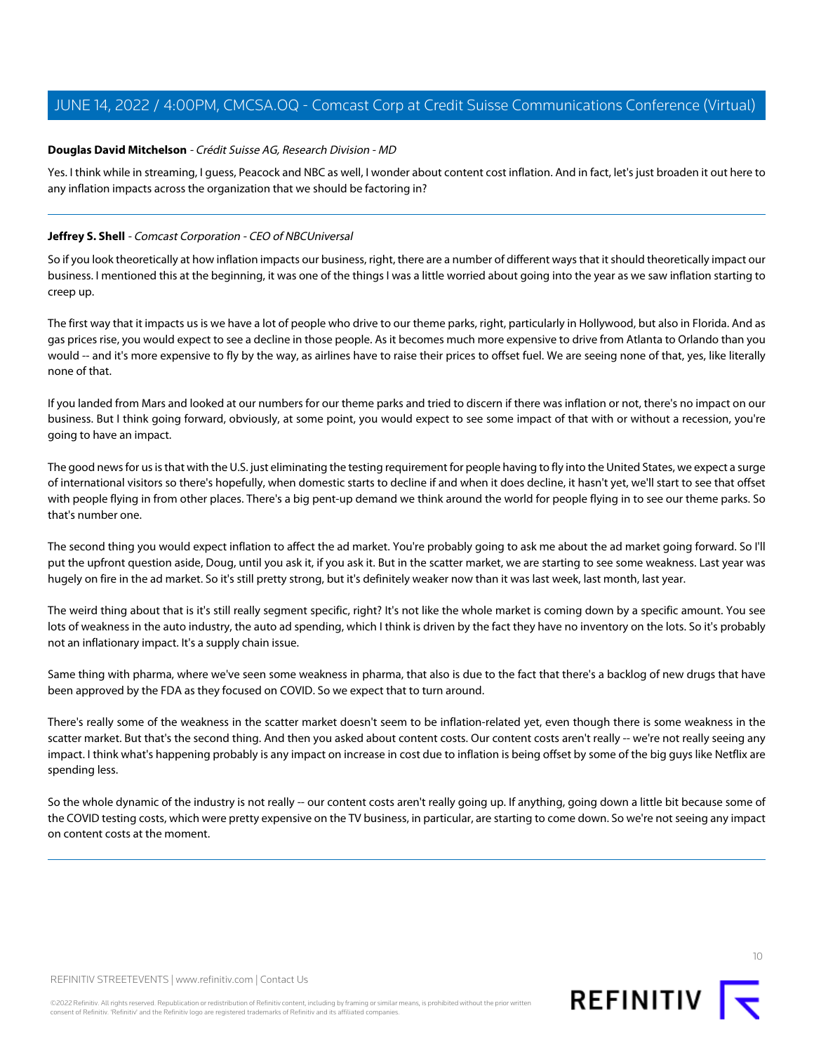**Douglas David Mitchelson** - *Crédit Suisse AG, Research Division - MD*

Yes. I think while in streaming, I guess, Peacock and NBC as well, I wonder about content cost inflation. And in fact, let's just broaden it out here to any inflation impacts across the organization that we should be factoring in?

---

**Jeffrey S. Shell** - *Comcast Corporation - CEO of NBCUniversal*

So if you look theoretically at how inflation impacts our business, right, there are a number of different ways that it should theoretically impact our business. I mentioned this at the beginning, it was one of the things I was a little worried about going into the year as we saw inflation starting to creep up.

The first way that it impacts us is we have a lot of people who drive to our theme parks, right, particularly in Hollywood, but also in Florida. And as gas prices rise, you would expect to see a decline in those people. As it becomes much more expensive to drive from Atlanta to Orlando than you would -- and it's more expensive to fly by the way, as airlines have to raise their prices to offset fuel. We are seeing none of that, yes, like literally none of that.

If you landed from Mars and looked at our numbers for our theme parks and tried to discern if there was inflation or not, there's no impact on our business. But I think going forward, obviously, at some point, you would expect to see some impact of that with or without a recession, you're going to have an impact.

The good news for us is that with the U.S. just eliminating the testing requirement for people having to fly into the United States, we expect a surge of international visitors so there's hopefully, when domestic starts to decline if and when it does decline, it hasn't yet, we'll start to see that offset with people flying in from other places. There's a big pent-up demand we think around the world for people flying in to see our theme parks. So that's number one.

The second thing you would expect inflation to affect the ad market. You're probably going to ask me about the ad market going forward. So I'll put the upfront question aside, Doug, until you ask it, if you ask it. But in the scatter market, we are starting to see some weakness. Last year was hugely on fire in the ad market. So it's still pretty strong, but it's definitely weaker now than it was last week, last month, last year.

The weird thing about that is it's still really segment specific, right? It's not like the whole market is coming down by a specific amount. You see lots of weakness in the auto industry, the auto ad spending, which I think is driven by the fact they have no inventory on the lots. So it's probably not an inflationary impact. It's a supply chain issue.

Same thing with pharma, where we've seen some weakness in pharma, that also is due to the fact that there's a backlog of new drugs that have been approved by the FDA as they focused on COVID. So we expect that to turn around.

There's really some of the weakness in the scatter market doesn't seem to be inflation-related yet, even though there is some weakness in the scatter market. But that's the second thing. And then you asked about content costs. Our content costs aren't really -- we're not really seeing any impact. I think what's happening probably is any impact on increase in cost due to inflation is being offset by some of the big guys like Netflix are spending less.

So the whole dynamic of the industry is not really -- our content costs aren't really going up. If anything, going down a little bit because some of the COVID testing costs, which were pretty expensive on the TV business, in particular, are starting to come down. So we're not seeing any impact on content costs at the moment.

---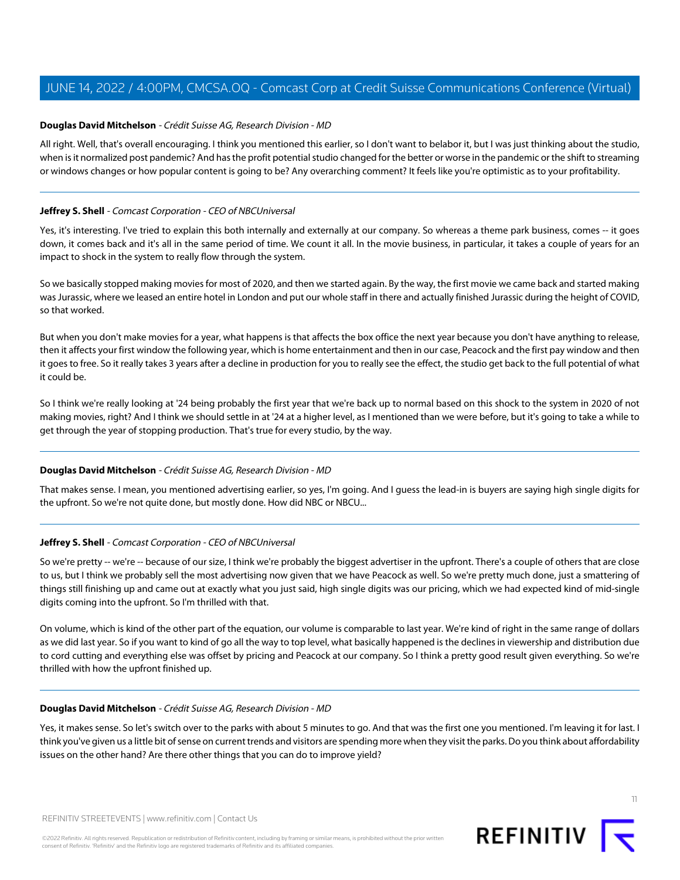**Douglas David Mitchelson** - *Crédit Suisse AG, Research Division - MD*

All right. Well, that's overall encouraging. I think you mentioned this earlier, so I don't want to belabor it, but I was just thinking about the studio, when is it normalized post pandemic? And has the profit potential studio changed for the better or worse in the pandemic or the shift to streaming or windows changes or how popular content is going to be? Any overarching comment? It feels like you're optimistic as to your profitability.

---

**Jeffrey S. Shell** - *Comcast Corporation - CEO of NBCUniversal*

Yes, it's interesting. I've tried to explain this both internally and externally at our company. So whereas a theme park business, comes -- it goes down, it comes back and it's all in the same period of time. We count it all. In the movie business, in particular, it takes a couple of years for an impact to shock in the system to really flow through the system.

So we basically stopped making movies for most of 2020, and then we started again. By the way, the first movie we came back and started making was Jurassic, where we leased an entire hotel in London and put our whole staff in there and actually finished Jurassic during the height of COVID, so that worked.

But when you don't make movies for a year, what happens is that affects the box office the next year because you don't have anything to release, then it affects your first window the following year, which is home entertainment and then in our case, Peacock and the first pay window and then it goes to free. So it really takes 3 years after a decline in production for you to really see the effect, the studio get back to the full potential of what it could be.

So I think we're really looking at '24 being probably the first year that we're back up to normal based on this shock to the system in 2020 of not making movies, right? And I think we should settle in at '24 at a higher level, as I mentioned than we were before, but it's going to take a while to get through the year of stopping production. That's true for every studio, by the way.

---

**Douglas David Mitchelson** - *Crédit Suisse AG, Research Division - MD*

That makes sense. I mean, you mentioned advertising earlier, so yes, I'm going. And I guess the lead-in is buyers are saying high single digits for the upfront. So we're not quite done, but mostly done. How did NBC or NBCU...

---

**Jeffrey S. Shell** - *Comcast Corporation - CEO of NBCUniversal*

So we're pretty -- we're -- because of our size, I think we're probably the biggest advertiser in the upfront. There's a couple of others that are close to us, but I think we probably sell the most advertising now given that we have Peacock as well. So we're pretty much done, just a smattering of things still finishing up and came out at exactly what you just said, high single digits was our pricing, which we had expected kind of mid-single digits coming into the upfront. So I'm thrilled with that.

On volume, which is kind of the other part of the equation, our volume is comparable to last year. We're kind of right in the same range of dollars as we did last year. So if you want to kind of go all the way to top level, what basically happened is the declines in viewership and distribution due to cord cutting and everything else was offset by pricing and Peacock at our company. So I think a pretty good result given everything. So we're thrilled with how the upfront finished up.

---

**Douglas David Mitchelson** - *Crédit Suisse AG, Research Division - MD*

Yes, it makes sense. So let's switch over to the parks with about 5 minutes to go. And that was the first one you mentioned. I'm leaving it for last. I think you've given us a little bit of sense on current trends and visitors are spending more when they visit the parks. Do you think about affordability issues on the other hand? Are there other things that you can do to improve yield?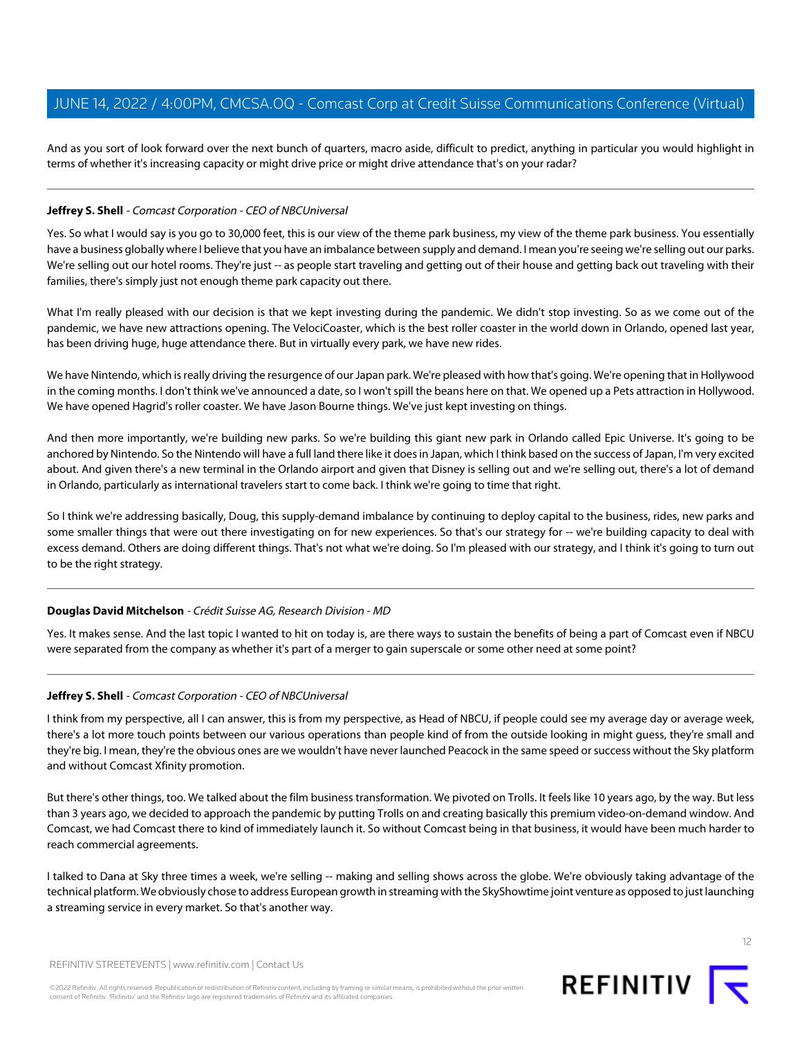And as you sort of look forward over the next bunch of quarters, macro aside, difficult to predict, anything in particular you would highlight in terms of whether it's increasing capacity or might drive price or might drive attendance that's on your radar?

---

**Jeffrey S. Shell** - *Comcast Corporation - CEO of NBCUniversal*

Yes. So what I would say is you go to 30,000 feet, this is our view of the theme park business, my view of the theme park business. You essentially have a business globally where I believe that you have an imbalance between supply and demand. I mean you're seeing we're selling out our parks. We're selling out our hotel rooms. They're just -- as people start traveling and getting out of their house and getting back out traveling with their families, there's simply just not enough theme park capacity out there.

What I'm really pleased with our decision is that we kept investing during the pandemic. We didn't stop investing. So as we come out of the pandemic, we have new attractions opening. The VelociCoaster, which is the best roller coaster in the world down in Orlando, opened last year, has been driving huge, huge attendance there. But in virtually every park, we have new rides.

We have Nintendo, which is really driving the resurgence of our Japan park. We're pleased with how that's going. We're opening that in Hollywood in the coming months. I don't think we've announced a date, so I won't spill the beans here on that. We opened up a Pets attraction in Hollywood. We have opened Hagrid's roller coaster. We have Jason Bourne things. We've just kept investing on things.

And then more importantly, we're building new parks. So we're building this giant new park in Orlando called Epic Universe. It's going to be anchored by Nintendo. So the Nintendo will have a full land there like it does in Japan, which I think based on the success of Japan, I'm very excited about. And given there's a new terminal in the Orlando airport and given that Disney is selling out and we're selling out, there's a lot of demand in Orlando, particularly as international travelers start to come back. I think we're going to time that right.

So I think we're addressing basically, Doug, this supply-demand imbalance by continuing to deploy capital to the business, rides, new parks and some smaller things that were out there investigating on for new experiences. So that's our strategy for -- we're building capacity to deal with excess demand. Others are doing different things. That's not what we're doing. So I'm pleased with our strategy, and I think it's going to turn out to be the right strategy.

---

**Douglas David Mitchelson** - *Crédit Suisse AG, Research Division - MD*

Yes. It makes sense. And the last topic I wanted to hit on today is, are there ways to sustain the benefits of being a part of Comcast even if NBCU were separated from the company as whether it's part of a merger to gain superscale or some other need at some point?

---

**Jeffrey S. Shell** - *Comcast Corporation - CEO of NBCUniversal*

I think from my perspective, all I can answer, this is from my perspective, as Head of NBCU, if people could see my average day or average week, there's a lot more touch points between our various operations than people kind of from the outside looking in might guess, they're small and they're big. I mean, they're the obvious ones are we wouldn't have never launched Peacock in the same speed or success without the Sky platform and without Comcast Xfinity promotion.

But there's other things, too. We talked about the film business transformation. We pivoted on Trolls. It feels like 10 years ago, by the way. But less than 3 years ago, we decided to approach the pandemic by putting Trolls on and creating basically this premium video-on-demand window. And Comcast, we had Comcast there to kind of immediately launch it. So without Comcast being in that business, it would have been much harder to reach commercial agreements.

I talked to Dana at Sky three times a week, we're selling -- making and selling shows across the globe. We're obviously taking advantage of the technical platform. We obviously chose to address European growth in streaming with the SkyShowtime joint venture as opposed to just launching a streaming service in every market. So that's another way.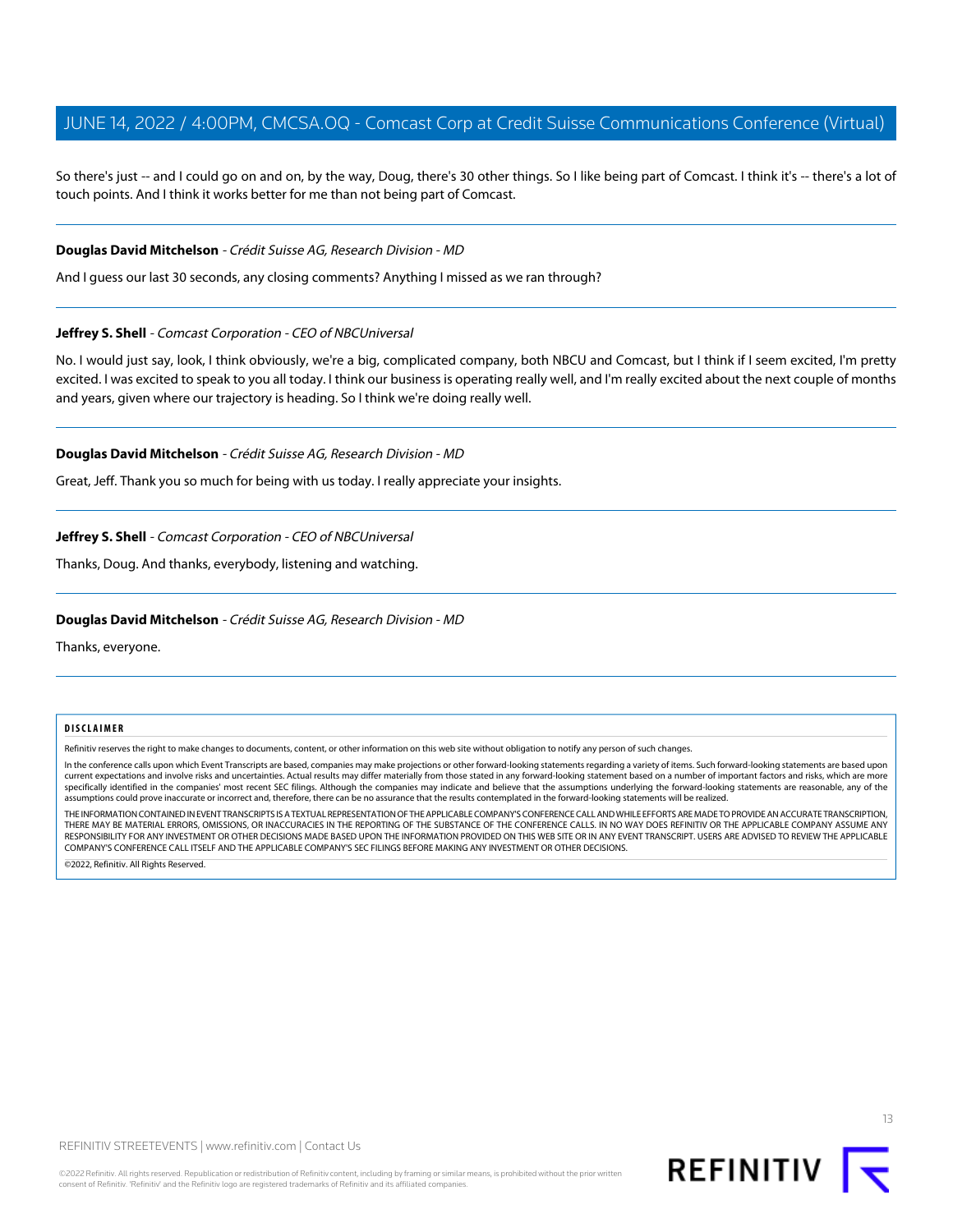So there's just -- and I could go on and on, by the way, Doug, there's 30 other things. So I like being part of Comcast. I think it's -- there's a lot of touch points. And I think it works better for me than not being part of Comcast.

---

**Douglas David Mitchelson** - *Crédit Suisse AG, Research Division - MD*

And I guess our last 30 seconds, any closing comments? Anything I missed as we ran through?

---

**Jeffrey S. Shell** - *Comcast Corporation - CEO of NBCUniversal*

No. I would just say, look, I think obviously, we're a big, complicated company, both NBCU and Comcast, but I think if I seem excited, I'm pretty excited. I was excited to speak to you all today. I think our business is operating really well, and I'm really excited about the next couple of months and years, given where our trajectory is heading. So I think we're doing really well.

---

**Douglas David Mitchelson** - *Crédit Suisse AG, Research Division - MD*

Great, Jeff. Thank you so much for being with us today. I really appreciate your insights.

---

**Jeffrey S. Shell** - *Comcast Corporation - CEO of NBCUniversal*

Thanks, Doug. And thanks, everybody, listening and watching.

---

**Douglas David Mitchelson** - *Crédit Suisse AG, Research Division - MD*

Thanks, everyone.

---

**DISCLAIMER**

Refinitiv reserves the right to make changes to documents, content, or other information on this web site without obligation to notify any person of such changes.

In the conference calls upon which Event Transcripts are based, companies may make projections or other forward-looking statements regarding a variety of items. Such forward-looking statements are based upon current expectations and involve risks and uncertainties. Actual results may differ materially from those stated in any forward-looking statement based on a number of important factors and risks, which are more specifically identified in the companies' most recent SEC filings. Although the companies may indicate and believe that the assumptions underlying the forward-looking statements are reasonable, any of the assumptions could prove inaccurate or incorrect and, therefore, there can be no assurance that the results contemplated in the forward-looking statements will be realized.

THE INFORMATION CONTAINED IN EVENT TRANSCRIPTS IS A TEXTUAL REPRESENTATION OF THE APPLICABLE COMPANY'S CONFERENCE CALL AND WHILE EFFORTS ARE MADE TO PROVIDE AN ACCURATE TRANSCRIPTION, THERE MAY BE MATERIAL ERRORS, OMISSIONS, OR INACCURACIES IN THE REPORTING OF THE SUBSTANCE OF THE CONFERENCE CALLS. IN NO WAY DOES REFINITIV OR THE APPLICABLE COMPANY ASSUME ANY RESPONSIBILITY FOR ANY INVESTMENT OR OTHER DECISIONS MADE BASED UPON THE INFORMATION PROVIDED ON THIS WEB SITE OR IN ANY EVENT TRANSCRIPT. USERS ARE ADVISED TO REVIEW THE APPLICABLE COMPANY'S CONFERENCE CALL ITSELF AND THE APPLICABLE COMPANY'S SEC FILINGS BEFORE MAKING ANY INVESTMENT OR OTHER DECISIONS.

©2022, Refinitiv. All Rights Reserved.